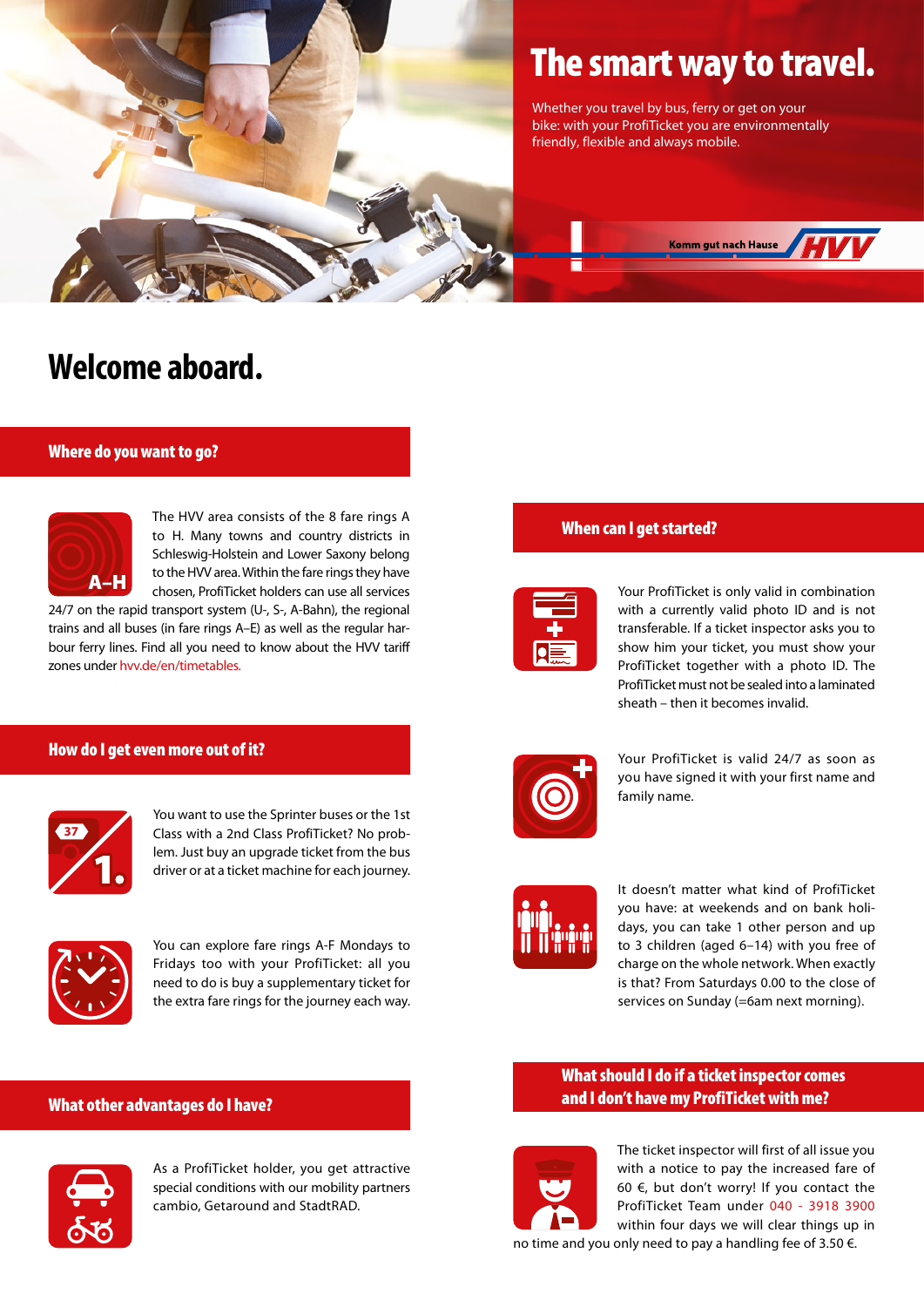# The smart way to travel.

Whether you travel by bus, ferry or get on your bike: with your ProfiTicket you are environmentally friendly, flexible and always mobile.

Komm gut nach Hause HVV

# Welcome aboard.

## Where do you want to go?

The HVV area consists of the 8 fare rings A to H. Many towns and country districts in Schleswig-Holstein and Lower Saxony belong to the HVV area. Within the fare rings they have chosen, ProfiTicket holders can use all services 24/7 on the rapid transport system (U-, S-, A-Bahn), the regional trains and all buses (in fare rings A–E) as well as the regular harbour ferry lines. Find all you need to know about the HVV tariff zones under hvv.de/en/timetables.

## How do I get even more out of it?

You want to use the Sprinter buses or the 1st Class with a 2nd Class ProfiTicket? No problem. Just buy an upgrade ticket from the bus driver or at a ticket machine for each journey.

You can explore fare rings A-F Mondays to Fridays too with your ProfiTicket: all you need to do is buy a supplementary ticket for the extra fare rings for the journey each way.

## What other advantages do I have?

As a ProfiTicket holder, you get attractive special conditions with our mobility partners cambio, Getaround and StadtRAD.

## When can I get started?

Your ProfiTicket is only valid in combination with a currently valid photo ID and is not transferable. If a ticket inspector asks you to show him your ticket, you must show your ProfiTicket together with a photo ID. The ProfiTicket must not be sealed into a laminated sheath – then it becomes invalid.

Your ProfiTicket is valid 24/7 as soon as you have signed it with your first name and family name.

It doesn't matter what kind of ProfiTicket you have: at weekends and on bank holidays, you can take 1 other person and up to 3 children (aged 6–14) with you free of charge on the whole network. When exactly is that? From Saturdays 0.00 to the close of services on Sunday (=6am next morning).

## What should I do if a ticket inspector comes and I don't have my ProfiTicket with me?

The ticket inspector will first of all issue you with a notice to pay the increased fare of 60 €, but don't worry! If you contact the ProfiTicket Team under 040 - 3918 3900 within four days we will clear things up in no time and you only need to pay a handling fee of 3.50 €.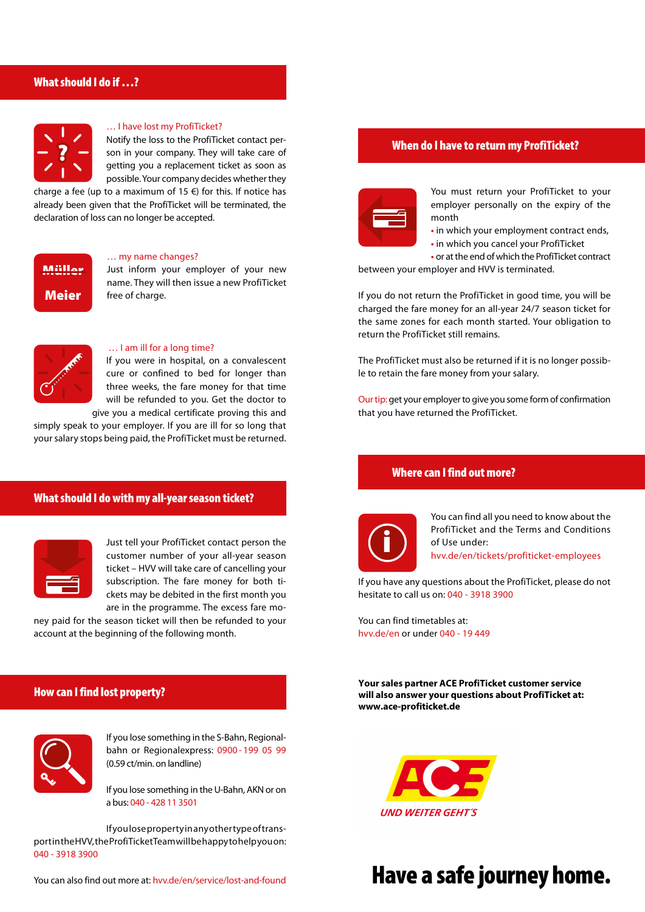## What should I do if …?

… I have lost my ProfiTicket?
Notify the loss to the ProfiTicket contact person in your company. They will take care of getting you a replacement ticket as soon as possible. Your company decides whether they charge a fee (up to a maximum of 15 €) for this. If notice has already been given that the ProfiTicket will be terminated, the declaration of loss can no longer be accepted.

… my name changes?
Just inform your employer of your new name. They will then issue a new ProfiTicket free of charge.

… I am ill for a long time?
If you were in hospital, on a convalescent cure or confined to bed for longer than three weeks, the fare money for that time will be refunded to you. Get the doctor to give you a medical certificate proving this and simply speak to your employer. If you are ill for so long that your salary stops being paid, the ProfiTicket must be returned.

## What should I do with my all-year season ticket?

Just tell your ProfiTicket contact person the customer number of your all-year season ticket – HVV will take care of cancelling your subscription. The fare money for both tickets may be debited in the first month you are in the programme. The excess fare money paid for the season ticket will then be refunded to your account at the beginning of the following month.

## How can I find lost property?

If you lose something in the S-Bahn, Regionalbahn or Regionalexpress: 0900 - 199 05 99 (0.59 ct/min. on landline)

If you lose something in the U-Bahn, AKN or on a bus: 040 - 428 11 3501

If you lose property in any other type of transport in the HVV, the ProfiTicket Team will be happy to help you on: 040 - 3918 3900

You can also find out more at: hvv.de/en/service/lost-and-found

## When do I have to return my ProfiTicket?

You must return your ProfiTicket to your employer personally on the expiry of the month

- in which your employment contract ends,
- in which you cancel your ProfiTicket
- or at the end of which the ProfiTicket contract between your employer and HVV is terminated.

If you do not return the ProfiTicket in good time, you will be charged the fare money for an all-year 24/7 season ticket for the same zones for each month started. Your obligation to return the ProfiTicket still remains.

The ProfiTicket must also be returned if it is no longer possible to retain the fare money from your salary.

Our tip: get your employer to give you some form of confirmation that you have returned the ProfiTicket.

## Where can I find out more?

You can find all you need to know about the ProfiTicket and the Terms and Conditions of Use under:
hvv.de/en/tickets/profiticket-employees

If you have any questions about the ProfiTicket, please do not hesitate to call us on: 040 - 3918 3900

You can find timetables at:
hvv.de/en or under 040 - 19 449

**Your sales partner ACE ProfiTicket customer service will also answer your questions about ProfiTicket at: www.ace-profiticket.de**

ACE
UND WEITER GEHT'S

# Have a safe journey home.